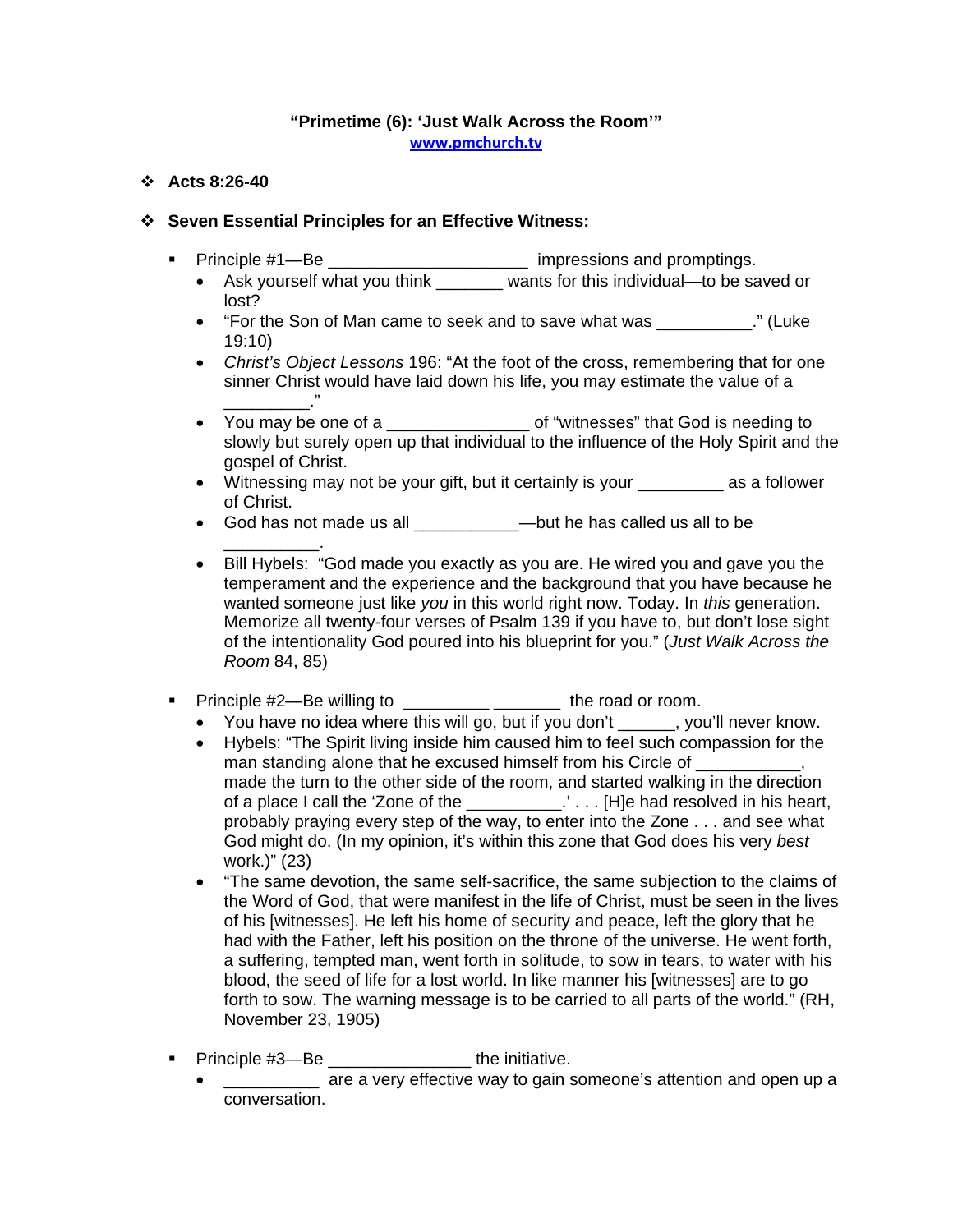**"Primetime (6): 'Just Walk Across the Room'"**

www.pmchurch.tv

- **Acts 8:26-40**

- **Seven Essential Principles for an Effective Witness:**

  - Principle #1—Be ____________________ impressions and promptings.
    - Ask yourself what you think _______ wants for this individual—to be saved or lost?
    - "For the Son of Man came to seek and to save what was __________." (Luke 19:10)
    - *Christ's Object Lessons* 196: "At the foot of the cross, remembering that for one sinner Christ would have laid down his life, you may estimate the value of a _________."
    - You may be one of a _______________ of "witnesses" that God is needing to slowly but surely open up that individual to the influence of the Holy Spirit and the gospel of Christ.
    - Witnessing may not be your gift, but it certainly is your _________ as a follower of Christ.
    - God has not made us all ___________—but he has called us all to be __________.
    - Bill Hybels: "God made you exactly as you are. He wired you and gave you the temperament and the experience and the background that you have because he wanted someone just like *you* in this world right now. Today. In *this* generation. Memorize all twenty-four verses of Psalm 139 if you have to, but don't lose sight of the intentionality God poured into his blueprint for you." (*Just Walk Across the Room* 84, 85)

  - Principle #2—Be willing to _________ _______ the road or room.
    - You have no idea where this will go, but if you don't ______, you'll never know.
    - Hybels: "The Spirit living inside him caused him to feel such compassion for the man standing alone that he excused himself from his Circle of ___________, made the turn to the other side of the room, and started walking in the direction of a place I call the 'Zone of the __________.' . . . [H]e had resolved in his heart, probably praying every step of the way, to enter into the Zone . . . and see what God might do. (In my opinion, it's within this zone that God does his very *best* work.)" (23)
    - "The same devotion, the same self-sacrifice, the same subjection to the claims of the Word of God, that were manifest in the life of Christ, must be seen in the lives of his [witnesses]. He left his home of security and peace, left the glory that he had with the Father, left his position on the throne of the universe. He went forth, a suffering, tempted man, went forth in solitude, to sow in tears, to water with his blood, the seed of life for a lost world. In like manner his [witnesses] are to go forth to sow. The warning message is to be carried to all parts of the world." (RH, November 23, 1905)

  - Principle #3—Be _______________ the initiative.
    - __________ are a very effective way to gain someone's attention and open up a conversation.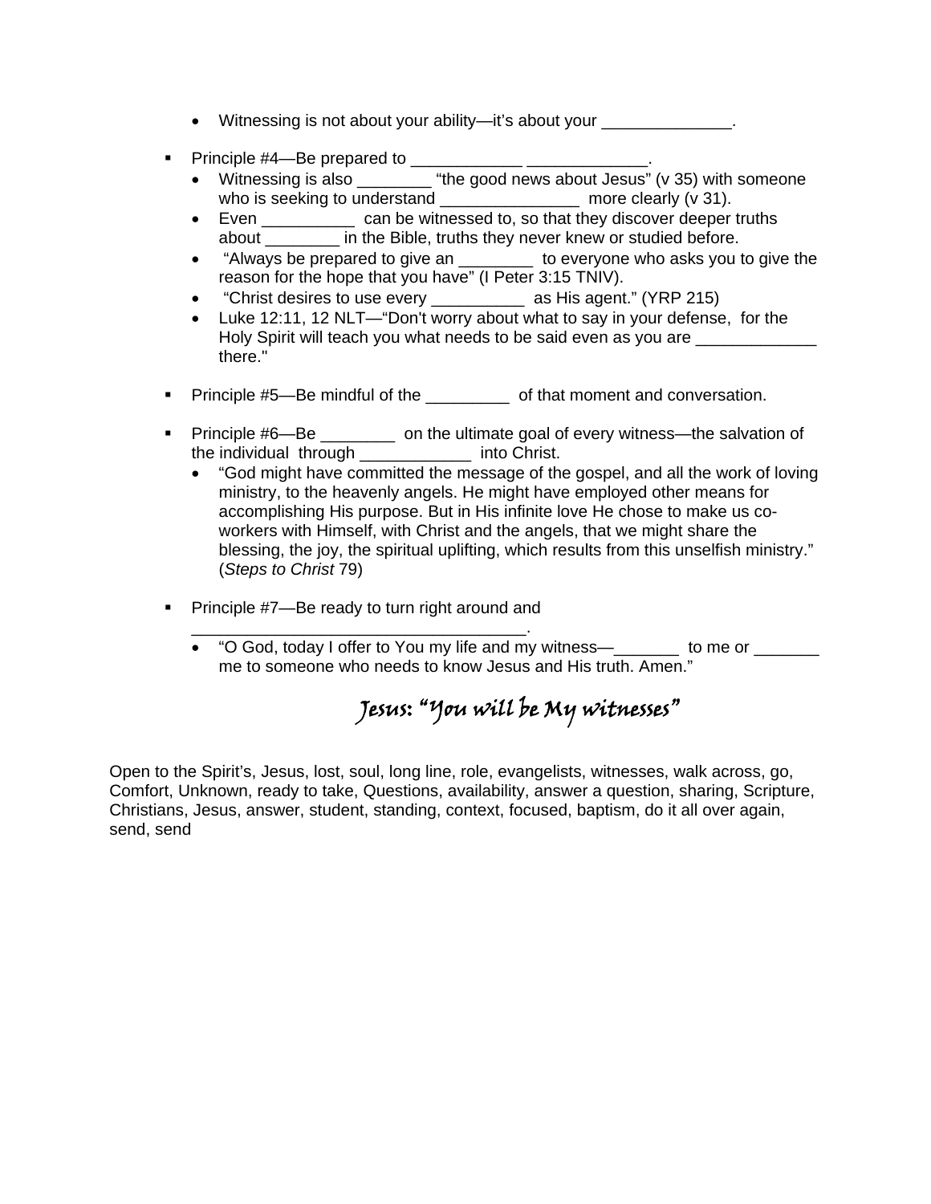- Witnessing is not about your ability—it's about your ______________.

- Principle #4—Be prepared to ____________ _____________.
  - Witnessing is also ________ "the good news about Jesus" (v 35) with someone who is seeking to understand _______________ more clearly (v 31).
  - Even __________ can be witnessed to, so that they discover deeper truths about ________ in the Bible, truths they never knew or studied before.
  - "Always be prepared to give an ________ to everyone who asks you to give the reason for the hope that you have" (I Peter 3:15 TNIV).
  - "Christ desires to use every __________ as His agent." (YRP 215)
  - Luke 12:11, 12 NLT—"Don't worry about what to say in your defense, for the Holy Spirit will teach you what needs to be said even as you are _____________ there."

- Principle #5—Be mindful of the _________ of that moment and conversation.

- Principle #6—Be ________ on the ultimate goal of every witness—the salvation of the individual through ____________ into Christ.
  - "God might have committed the message of the gospel, and all the work of loving ministry, to the heavenly angels. He might have employed other means for accomplishing His purpose. But in His infinite love He chose to make us co-workers with Himself, with Christ and the angels, that we might share the blessing, the joy, the spiritual uplifting, which results from this unselfish ministry." (*Steps to Christ* 79)

- Principle #7—Be ready to turn right around and ___________________________________.
  - "O God, today I offer to You my life and my witness—_______ to me or _______ me to someone who needs to know Jesus and His truth. Amen."

## *Jesus: "You will be My witnesses"*

Open to the Spirit's, Jesus, lost, soul, long line, role, evangelists, witnesses, walk across, go, Comfort, Unknown, ready to take, Questions, availability, answer a question, sharing, Scripture, Christians, Jesus, answer, student, standing, context, focused, baptism, do it all over again, send, send